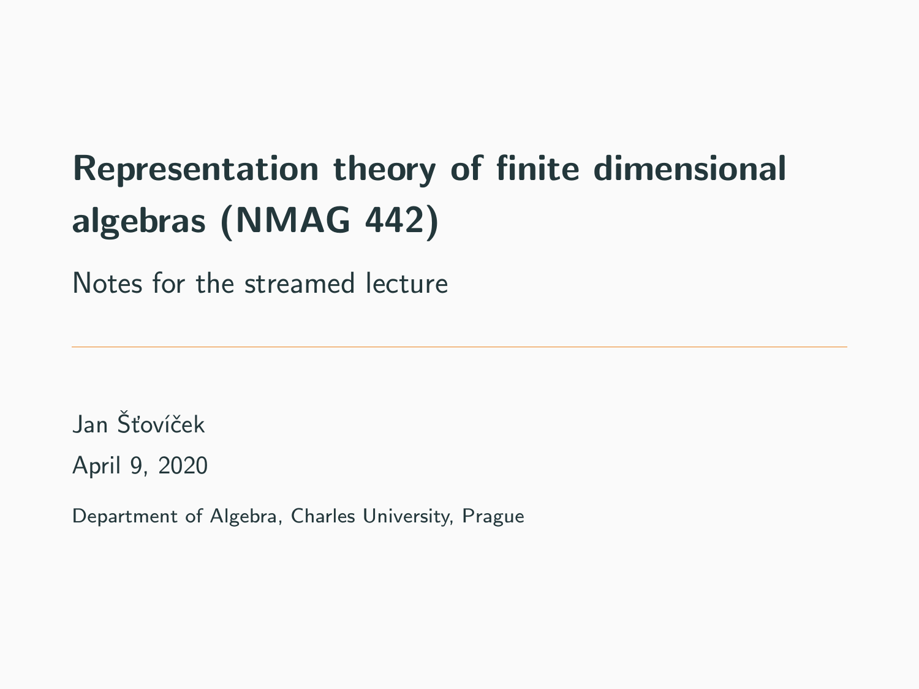# Representation theory of finite dimensional algebras (NMAG 442)

Notes for the streamed lecture

---

Jan Šťovíček

April 9, 2020

Department of Algebra, Charles University, Prague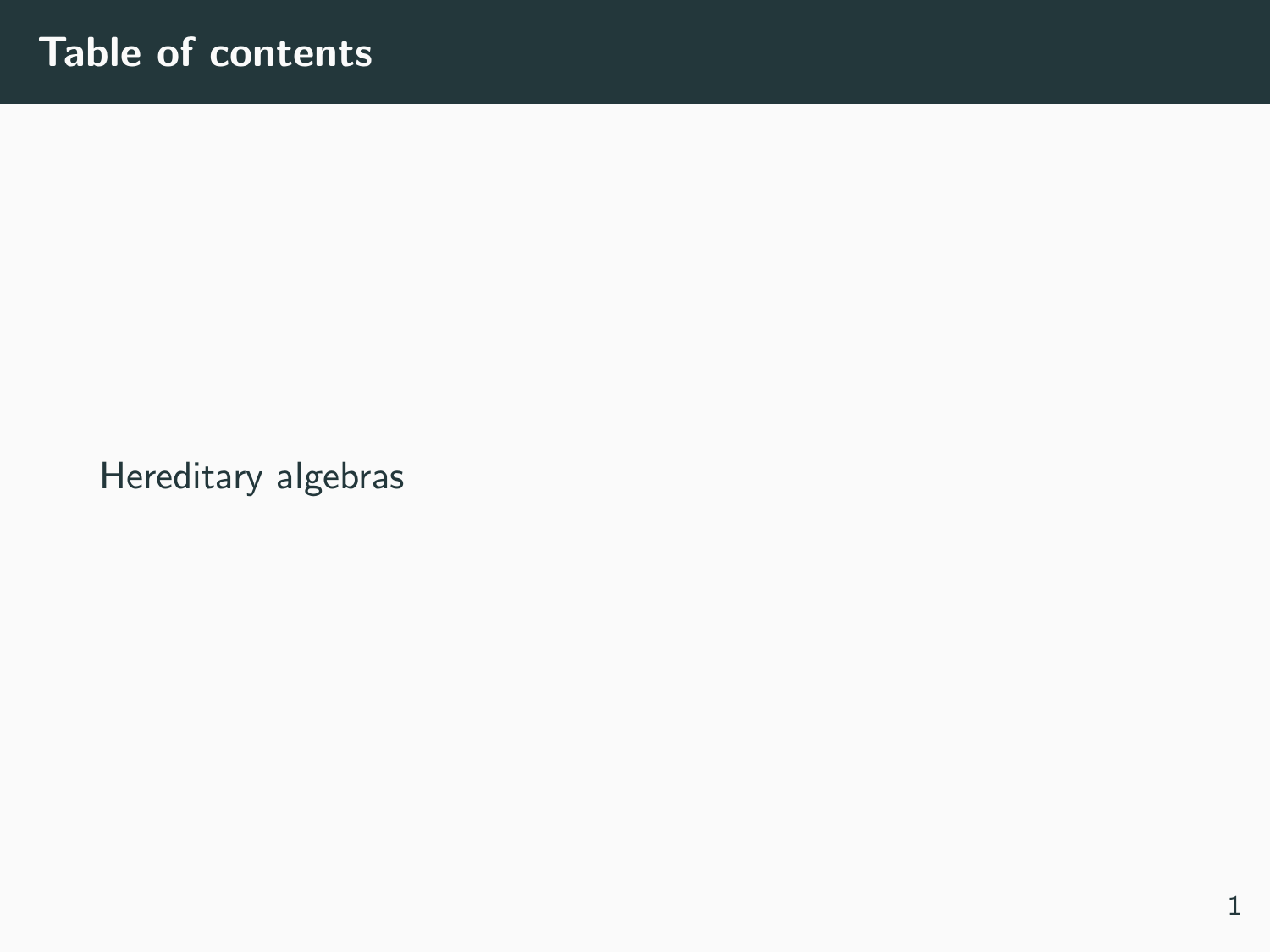# Table of contents

Hereditary algebras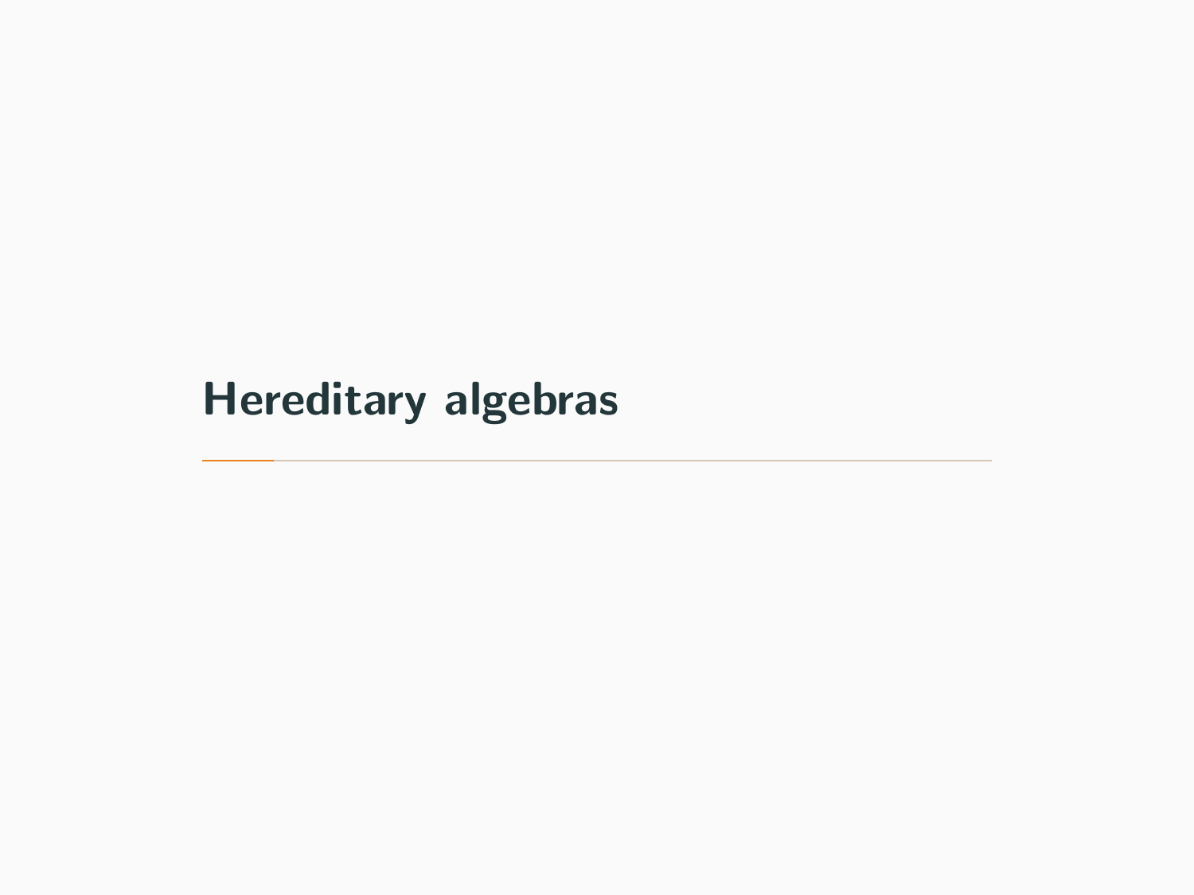# Hereditary algebras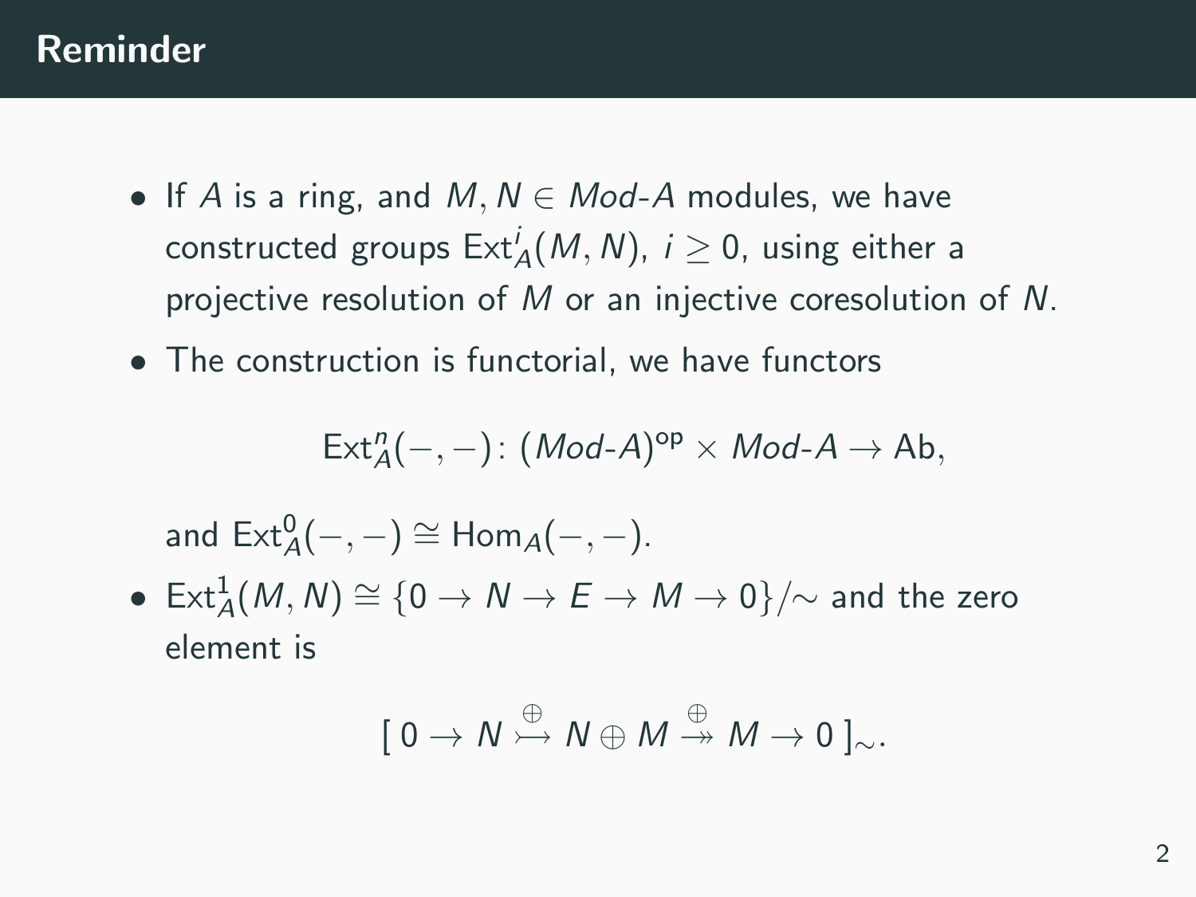# Reminder

- If $A$ is a ring, and $M, N \in \mathit{Mod}\text{-}A$ modules, we have constructed groups $\mathrm{Ext}^i_A(M, N)$, $i \geq 0$, using either a projective resolution of $M$ or an injective coresolution of $N$.
- The construction is functorial, we have functors

$$\mathrm{Ext}^n_A(-,-)\colon (\mathit{Mod}\text{-}A)^{\mathrm{op}} \times \mathit{Mod}\text{-}A \to \mathrm{Ab},$$

  and $\mathrm{Ext}^0_A(-,-) \cong \mathrm{Hom}_A(-,-)$.
- $\mathrm{Ext}^1_A(M, N) \cong \{0 \to N \to E \to M \to 0\}/\!\sim$ and the zero element is

$$[\, 0 \to N \overset{\oplus}{\rightarrowtail} N \oplus M \overset{\oplus}{\twoheadrightarrow} M \to 0 \,]_{\sim}.$$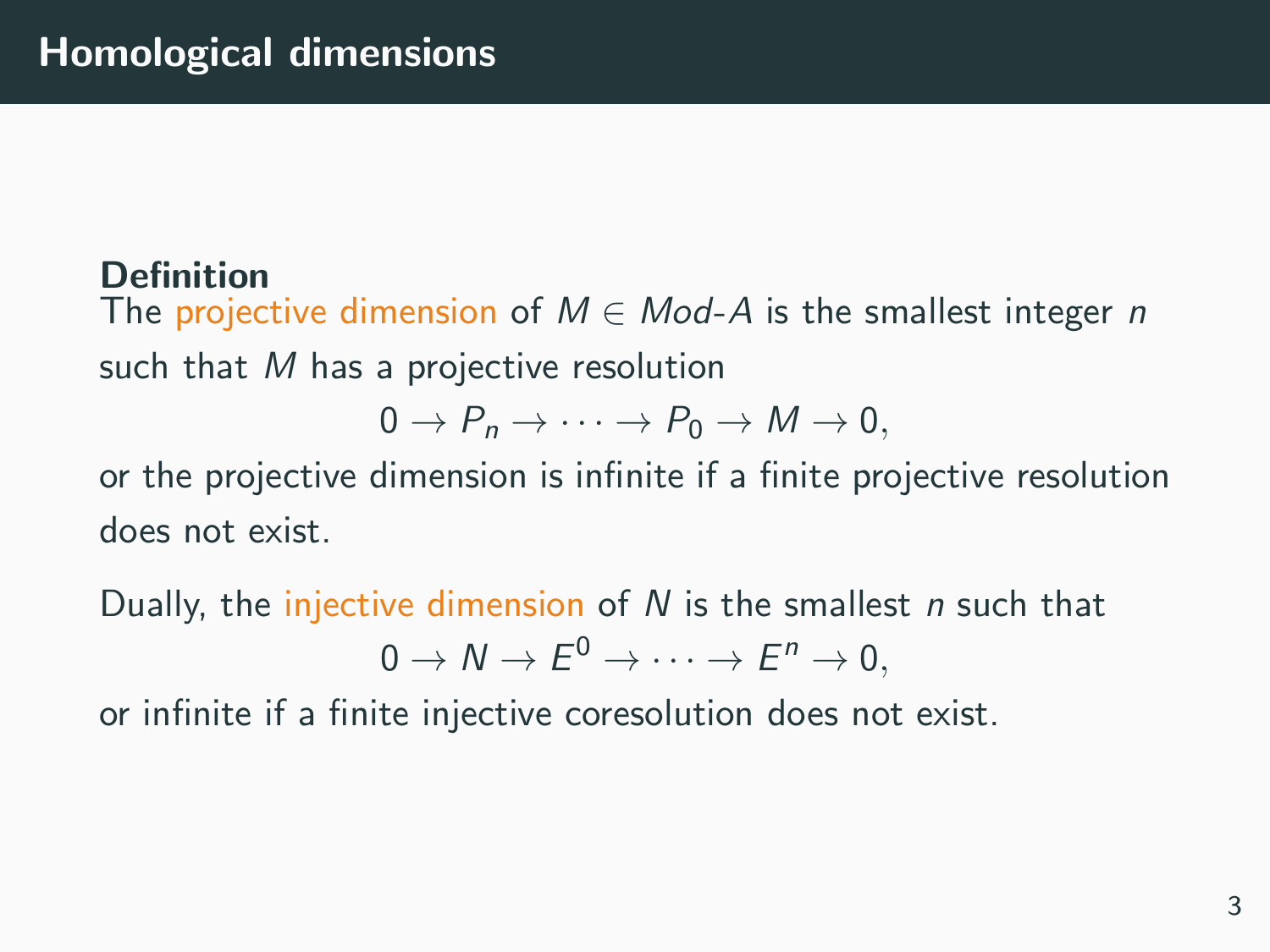# Homological dimensions

**Definition**
The projective dimension of $M \in Mod\text{-}A$ is the smallest integer $n$ such that $M$ has a projective resolution

$$0 \to P_n \to \cdots \to P_0 \to M \to 0,$$

or the projective dimension is infinite if a finite projective resolution does not exist.

Dually, the injective dimension of $N$ is the smallest $n$ such that

$$0 \to N \to E^0 \to \cdots \to E^n \to 0,$$

or infinite if a finite injective coresolution does not exist.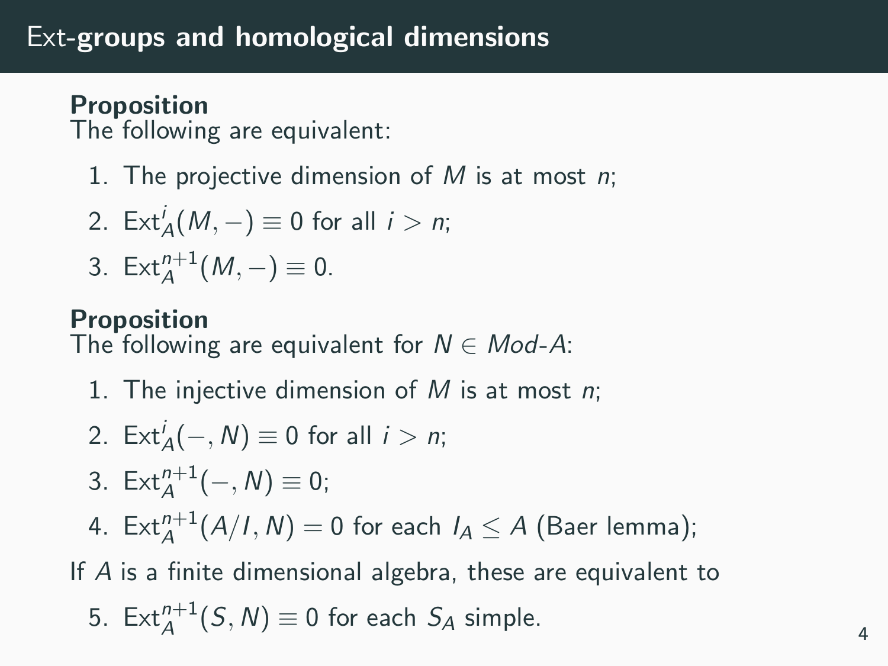# Ext-groups and homological dimensions

**Proposition**
The following are equivalent:

1. The projective dimension of $M$ is at most $n$;
2. $\operatorname{Ext}^i_A(M, -) \equiv 0$ for all $i > n$;
3. $\operatorname{Ext}^{n+1}_A(M, -) \equiv 0$.

**Proposition**
The following are equivalent for $N \in \textit{Mod-}A$:

1. The injective dimension of $M$ is at most $n$;
2. $\operatorname{Ext}^i_A(-, N) \equiv 0$ for all $i > n$;
3. $\operatorname{Ext}^{n+1}_A(-, N) \equiv 0$;
4. $\operatorname{Ext}^{n+1}_A(A/I, N) = 0$ for each $I_A \leq A$ (Baer lemma);

If $A$ is a finite dimensional algebra, these are equivalent to

5. $\operatorname{Ext}^{n+1}_A(S, N) \equiv 0$ for each $S_A$ simple.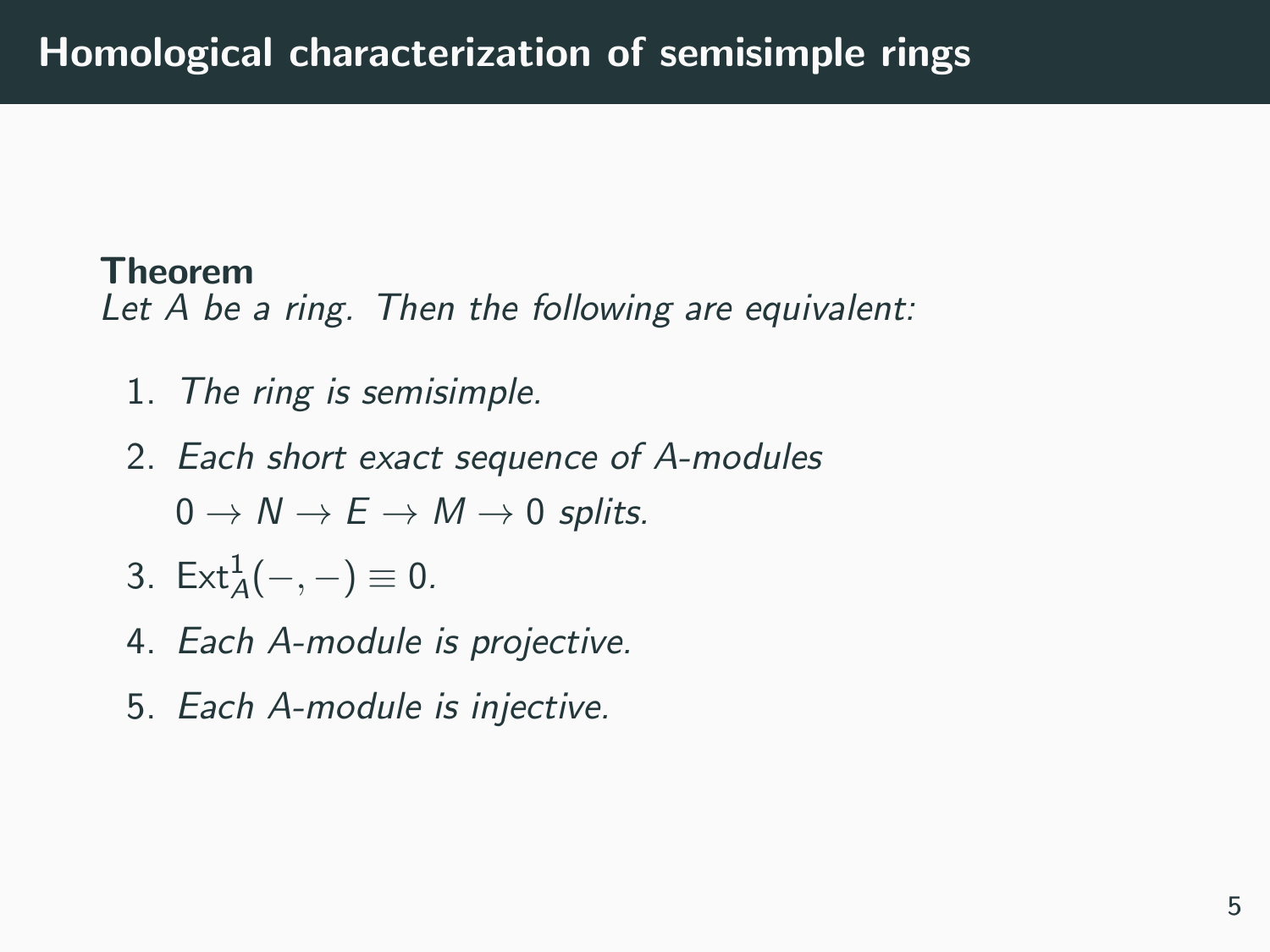# Homological characterization of semisimple rings

**Theorem**
*Let $A$ be a ring. Then the following are equivalent:*

1. *The ring is semisimple.*
2. *Each short exact sequence of $A$-modules* $0 \to N \to E \to M \to 0$ *splits.*
3. $\mathrm{Ext}^1_A(-,-) \equiv 0$.
4. *Each $A$-module is projective.*
5. *Each $A$-module is injective.*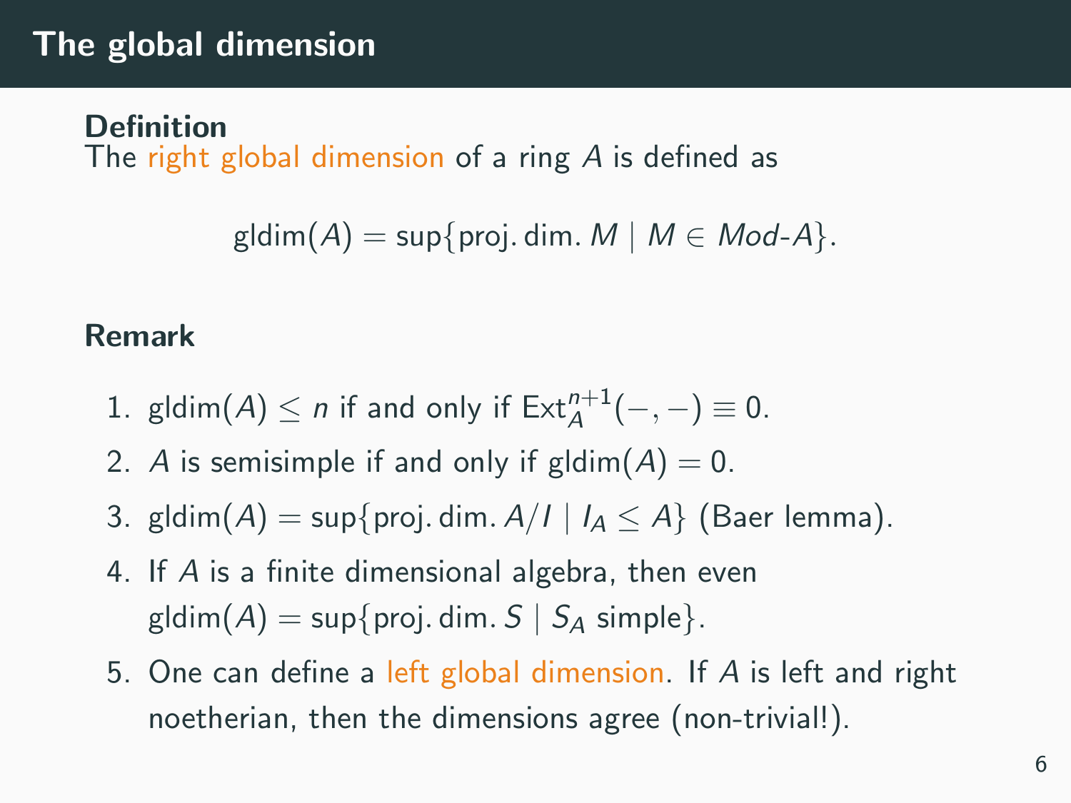# The global dimension

**Definition**
The right global dimension of a ring $A$ is defined as

$$\operatorname{gldim}(A) = \sup\{\operatorname{proj.dim.} M \mid M \in \mathit{Mod}\text{-}A\}.$$

**Remark**

1. $\operatorname{gldim}(A) \leq n$ if and only if $\operatorname{Ext}_A^{n+1}(-,-) \equiv 0$.
2. $A$ is semisimple if and only if $\operatorname{gldim}(A) = 0$.
3. $\operatorname{gldim}(A) = \sup\{\operatorname{proj.dim.} A/I \mid I_A \leq A\}$ (Baer lemma).
4. If $A$ is a finite dimensional algebra, then even $\operatorname{gldim}(A) = \sup\{\operatorname{proj.dim.} S \mid S_A \text{ simple}\}$.
5. One can define a left global dimension. If $A$ is left and right noetherian, then the dimensions agree (non-trivial!).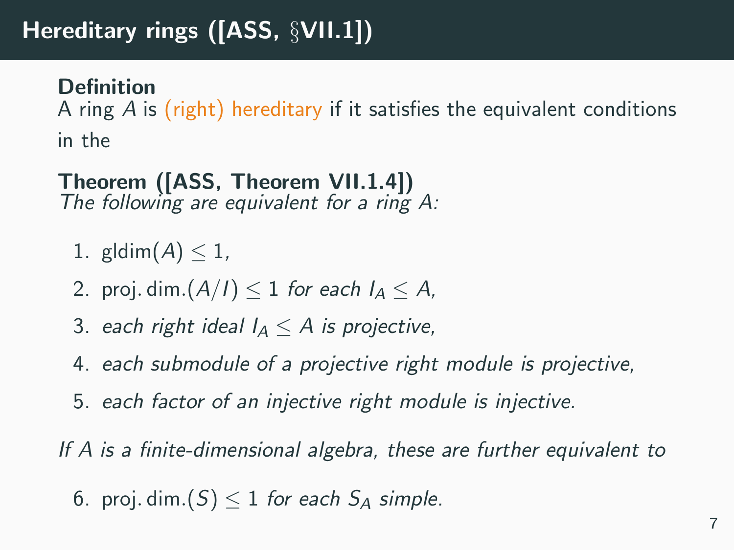# Hereditary rings ([ASS, §VII.1])

**Definition**
A ring $A$ is (right) hereditary if it satisfies the equivalent conditions in the

**Theorem ([ASS, Theorem VII.1.4])**
*The following are equivalent for a ring $A$:*

1. $\operatorname{gldim}(A) \leq 1$,
2. $\operatorname{proj.dim.}(A/I) \leq 1$ *for each* $I_A \leq A$,
3. *each right ideal* $I_A \leq A$ *is projective,*
4. *each submodule of a projective right module is projective,*
5. *each factor of an injective right module is injective.*

*If $A$ is a finite-dimensional algebra, these are further equivalent to*

6. $\operatorname{proj.dim.}(S) \leq 1$ *for each* $S_A$ *simple.*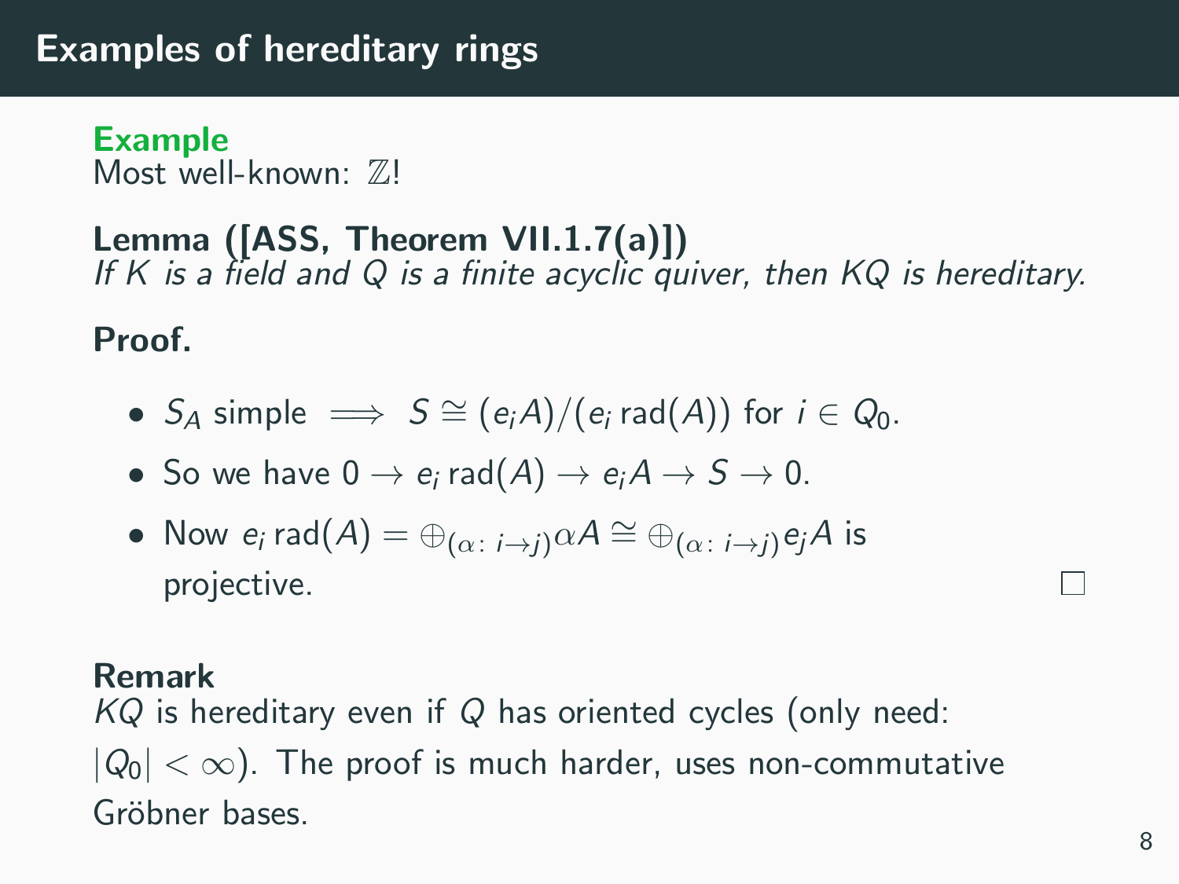# Examples of hereditary rings

**Example**
Most well-known: $\mathbb{Z}$!

**Lemma ([ASS, Theorem VII.1.7(a)])**
*If $K$ is a field and $Q$ is a finite acyclic quiver, then $KQ$ is hereditary.*

**Proof.**

- $S_A$ simple $\implies$ $S \cong (e_i A)/(e_i \operatorname{rad}(A))$ for $i \in Q_0$.
- So we have $0 \to e_i \operatorname{rad}(A) \to e_i A \to S \to 0$.
- Now $e_i \operatorname{rad}(A) = \oplus_{(\alpha\colon i \to j)} \alpha A \cong \oplus_{(\alpha\colon i \to j)} e_j A$ is projective. □

**Remark**
$KQ$ is hereditary even if $Q$ has oriented cycles (only need: $|Q_0| < \infty$). The proof is much harder, uses non-commutative Gröbner bases.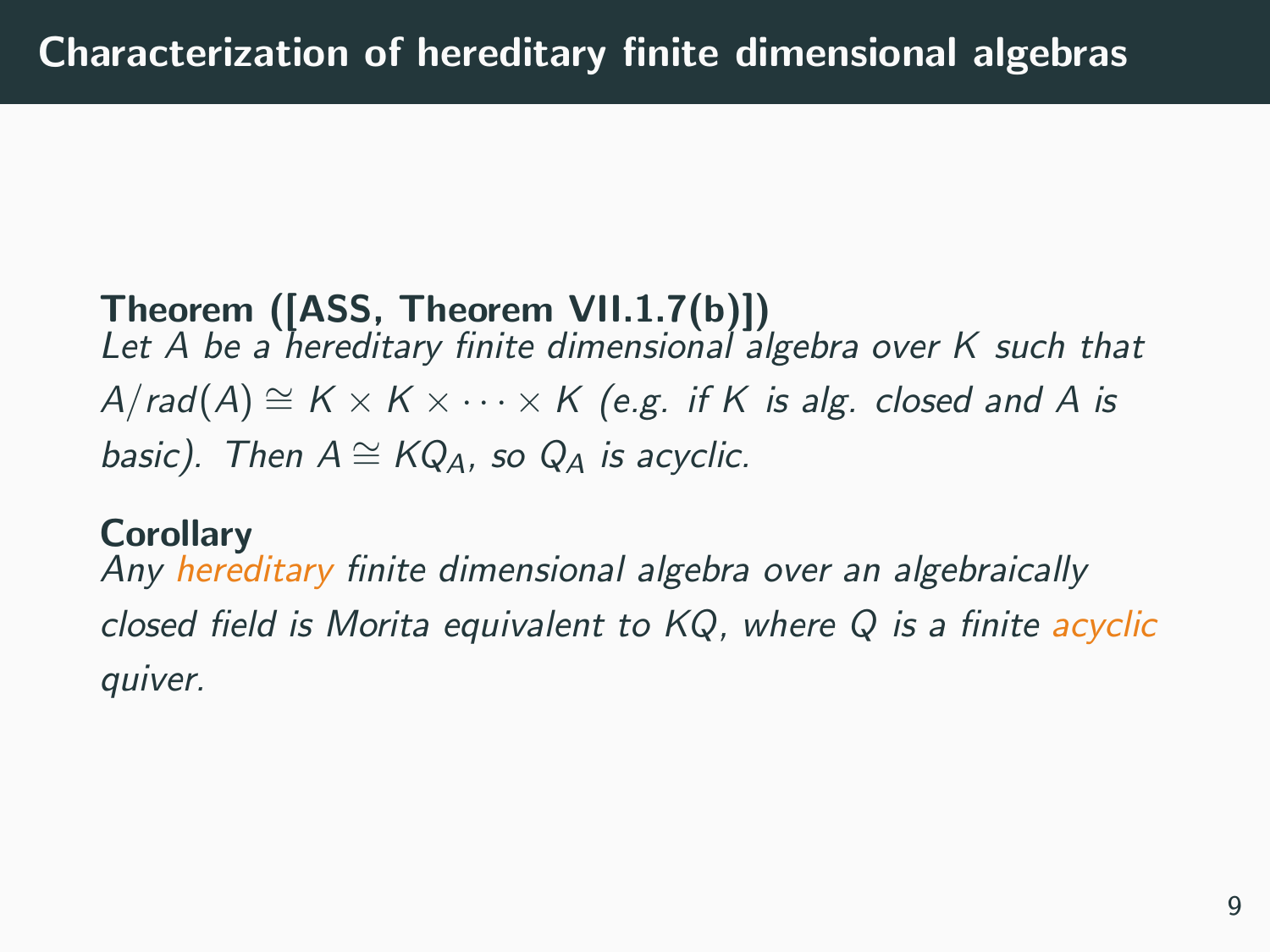# Characterization of hereditary finite dimensional algebras

**Theorem ([ASS, Theorem VII.1.7(b)])**
*Let $A$ be a hereditary finite dimensional algebra over $K$ such that $A/rad(A) \cong K \times K \times \cdots \times K$ (e.g. if $K$ is alg. closed and $A$ is basic). Then $A \cong KQ_A$, so $Q_A$ is acyclic.*

**Corollary**
*Any hereditary finite dimensional algebra over an algebraically closed field is Morita equivalent to $KQ$, where $Q$ is a finite acyclic quiver.*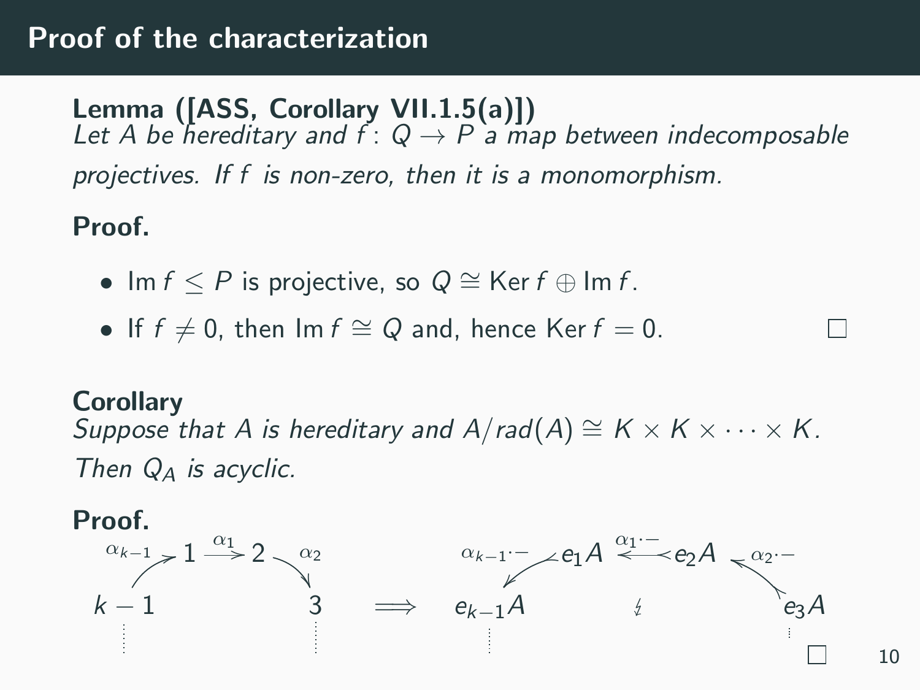# Proof of the characterization

**Lemma ([ASS, Corollary VII.1.5(a)])**
*Let $A$ be hereditary and $f\colon Q \to P$ a map between indecomposable projectives. If $f$ is non-zero, then it is a monomorphism.*

**Proof.**

- $\operatorname{Im} f \leq P$ is projective, so $Q \cong \operatorname{Ker} f \oplus \operatorname{Im} f$.
- If $f \neq 0$, then $\operatorname{Im} f \cong Q$ and, hence $\operatorname{Ker} f = 0$. □

**Corollary**
*Suppose that $A$ is hereditary and $A/rad(A) \cong K \times K \times \cdots \times K$. Then $Q_A$ is acyclic.*

**Proof.**

$$
\begin{array}{c}
k-1 \xrightarrow{\alpha_{k-1}} 1 \xrightarrow{\alpha_1} 2 \xrightarrow{\alpha_2} 3 \; \cdots
\end{array}
\quad \Longrightarrow \quad
\begin{array}{c}
e_{k-1}A \xleftarrow{\alpha_{k-1}\cdot -} e_1A \xleftarrow{\alpha_1\cdot -} e_2A \xleftarrow{\alpha_2\cdot -} e_3A \; \cdots \quad \lightning
\end{array}
$$

□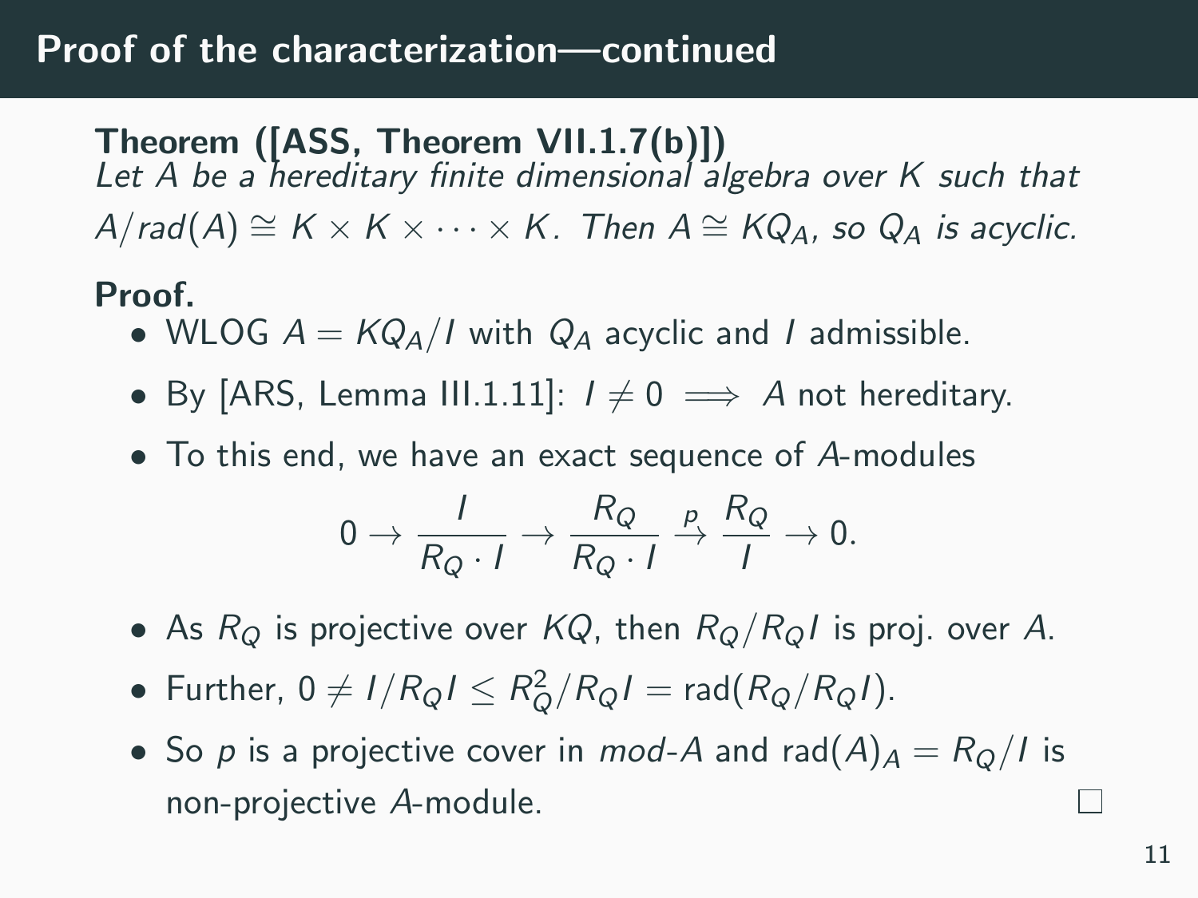# Proof of the characterization—continued

**Theorem ([ASS, Theorem VII.1.7(b)])**
*Let $A$ be a hereditary finite dimensional algebra over $K$ such that $A/rad(A) \cong K \times K \times \cdots \times K$. Then $A \cong KQ_A$, so $Q_A$ is acyclic.*

**Proof.**

- WLOG $A = KQ_A/I$ with $Q_A$ acyclic and $I$ admissible.
- By [ARS, Lemma III.1.11]: $I \neq 0 \implies A$ not hereditary.
- To this end, we have an exact sequence of $A$-modules

$$0 \to \frac{I}{R_Q \cdot I} \to \frac{R_Q}{R_Q \cdot I} \xrightarrow{p} \frac{R_Q}{I} \to 0.$$

- As $R_Q$ is projective over $KQ$, then $R_Q/R_QI$ is proj. over $A$.
- Further, $0 \neq I/R_QI \leq R_Q^2/R_QI = \mathrm{rad}(R_Q/R_QI)$.
- So $p$ is a projective cover in *mod-A* and $\mathrm{rad}(A)_A = R_Q/I$ is non-projective $A$-module. □